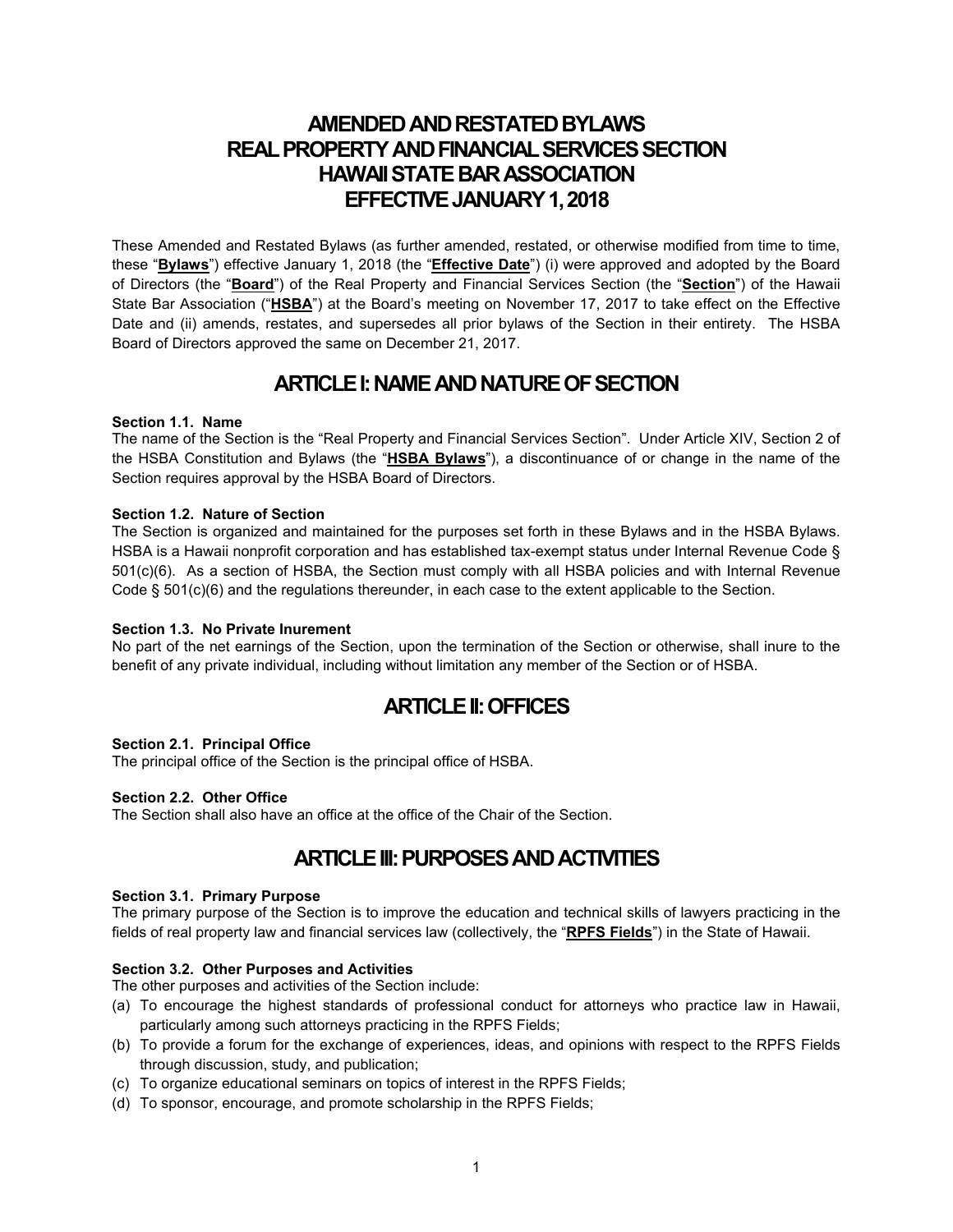# AMENDED AND RESTATED BYLAWS
# REAL PROPERTY AND FINANCIAL SERVICES SECTION
# HAWAII STATE BAR ASSOCIATION
# EFFECTIVE JANUARY 1, 2018

These Amended and Restated Bylaws (as further amended, restated, or otherwise modified from time to time, these "**Bylaws**") effective January 1, 2018 (the "**Effective Date**") (i) were approved and adopted by the Board of Directors (the "**Board**") of the Real Property and Financial Services Section (the "**Section**") of the Hawaii State Bar Association ("**HSBA**") at the Board's meeting on November 17, 2017 to take effect on the Effective Date and (ii) amends, restates, and supersedes all prior bylaws of the Section in their entirety. The HSBA Board of Directors approved the same on December 21, 2017.

## ARTICLE I: NAME AND NATURE OF SECTION

**Section 1.1. Name**
The name of the Section is the "Real Property and Financial Services Section". Under Article XIV, Section 2 of the HSBA Constitution and Bylaws (the "**HSBA Bylaws**"), a discontinuance of or change in the name of the Section requires approval by the HSBA Board of Directors.

**Section 1.2. Nature of Section**
The Section is organized and maintained for the purposes set forth in these Bylaws and in the HSBA Bylaws. HSBA is a Hawaii nonprofit corporation and has established tax-exempt status under Internal Revenue Code § 501(c)(6). As a section of HSBA, the Section must comply with all HSBA policies and with Internal Revenue Code § 501(c)(6) and the regulations thereunder, in each case to the extent applicable to the Section.

**Section 1.3. No Private Inurement**
No part of the net earnings of the Section, upon the termination of the Section or otherwise, shall inure to the benefit of any private individual, including without limitation any member of the Section or of HSBA.

## ARTICLE II: OFFICES

**Section 2.1. Principal Office**
The principal office of the Section is the principal office of HSBA.

**Section 2.2. Other Office**
The Section shall also have an office at the office of the Chair of the Section.

## ARTICLE III: PURPOSES AND ACTIVITIES

**Section 3.1. Primary Purpose**
The primary purpose of the Section is to improve the education and technical skills of lawyers practicing in the fields of real property law and financial services law (collectively, the "**RPFS Fields**") in the State of Hawaii.

**Section 3.2. Other Purposes and Activities**
The other purposes and activities of the Section include:

(a) To encourage the highest standards of professional conduct for attorneys who practice law in Hawaii, particularly among such attorneys practicing in the RPFS Fields;

(b) To provide a forum for the exchange of experiences, ideas, and opinions with respect to the RPFS Fields through discussion, study, and publication;

(c) To organize educational seminars on topics of interest in the RPFS Fields;

(d) To sponsor, encourage, and promote scholarship in the RPFS Fields;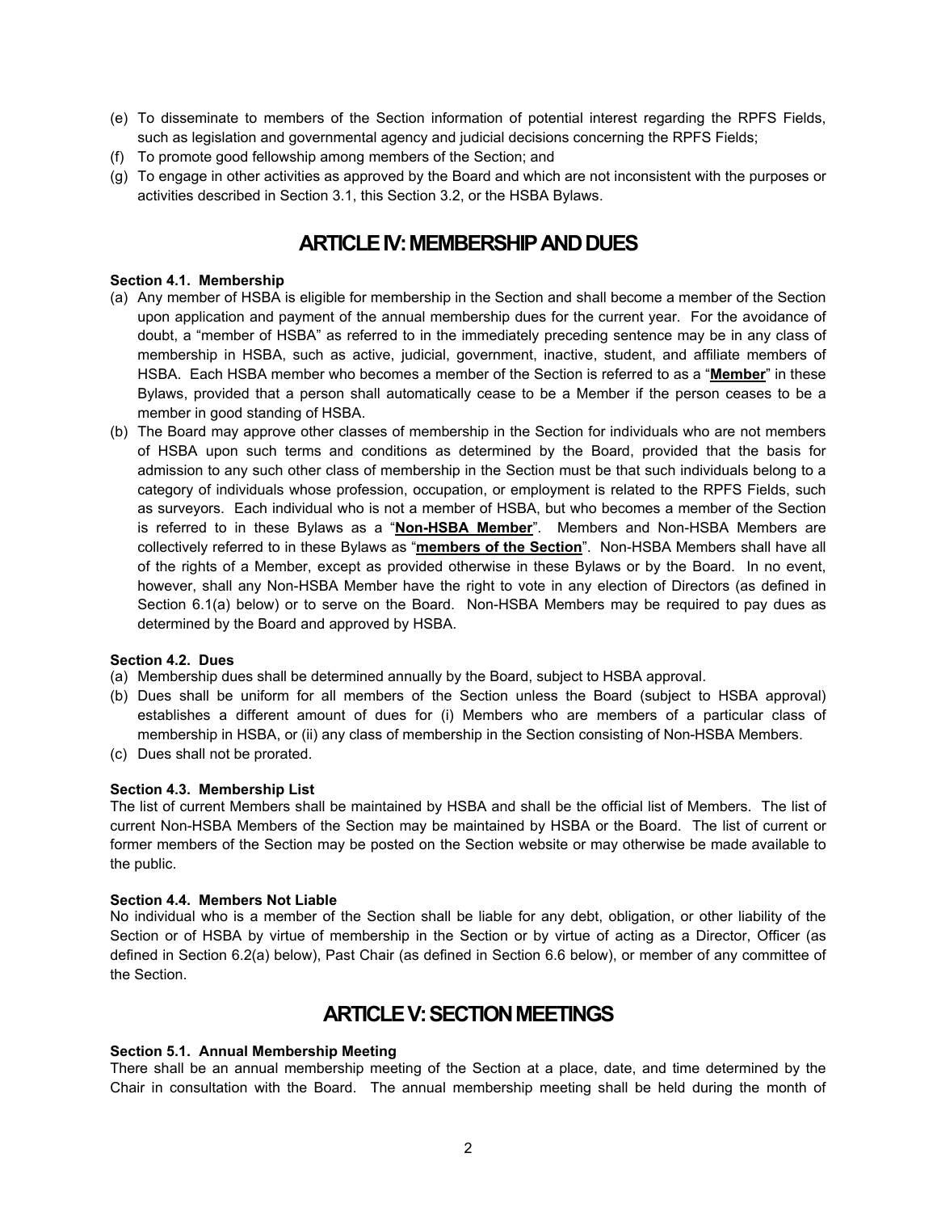(e) To disseminate to members of the Section information of potential interest regarding the RPFS Fields, such as legislation and governmental agency and judicial decisions concerning the RPFS Fields;
(f) To promote good fellowship among members of the Section; and
(g) To engage in other activities as approved by the Board and which are not inconsistent with the purposes or activities described in Section 3.1, this Section 3.2, or the HSBA Bylaws.

## ARTICLE IV: MEMBERSHIP AND DUES

**Section 4.1. Membership**

(a) Any member of HSBA is eligible for membership in the Section and shall become a member of the Section upon application and payment of the annual membership dues for the current year. For the avoidance of doubt, a "member of HSBA" as referred to in the immediately preceding sentence may be in any class of membership in HSBA, such as active, judicial, government, inactive, student, and affiliate members of HSBA. Each HSBA member who becomes a member of the Section is referred to as a "**Member**" in these Bylaws, provided that a person shall automatically cease to be a Member if the person ceases to be a member in good standing of HSBA.
(b) The Board may approve other classes of membership in the Section for individuals who are not members of HSBA upon such terms and conditions as determined by the Board, provided that the basis for admission to any such other class of membership in the Section must be that such individuals belong to a category of individuals whose profession, occupation, or employment is related to the RPFS Fields, such as surveyors. Each individual who is not a member of HSBA, but who becomes a member of the Section is referred to in these Bylaws as a "**Non-HSBA Member**". Members and Non-HSBA Members are collectively referred to in these Bylaws as "**members of the Section**". Non-HSBA Members shall have all of the rights of a Member, except as provided otherwise in these Bylaws or by the Board. In no event, however, shall any Non-HSBA Member have the right to vote in any election of Directors (as defined in Section 6.1(a) below) or to serve on the Board. Non-HSBA Members may be required to pay dues as determined by the Board and approved by HSBA.

**Section 4.2. Dues**

(a) Membership dues shall be determined annually by the Board, subject to HSBA approval.
(b) Dues shall be uniform for all members of the Section unless the Board (subject to HSBA approval) establishes a different amount of dues for (i) Members who are members of a particular class of membership in HSBA, or (ii) any class of membership in the Section consisting of Non-HSBA Members.
(c) Dues shall not be prorated.

**Section 4.3. Membership List**

The list of current Members shall be maintained by HSBA and shall be the official list of Members. The list of current Non-HSBA Members of the Section may be maintained by HSBA or the Board. The list of current or former members of the Section may be posted on the Section website or may otherwise be made available to the public.

**Section 4.4. Members Not Liable**

No individual who is a member of the Section shall be liable for any debt, obligation, or other liability of the Section or of HSBA by virtue of membership in the Section or by virtue of acting as a Director, Officer (as defined in Section 6.2(a) below), Past Chair (as defined in Section 6.6 below), or member of any committee of the Section.

## ARTICLE V: SECTION MEETINGS

**Section 5.1. Annual Membership Meeting**

There shall be an annual membership meeting of the Section at a place, date, and time determined by the Chair in consultation with the Board. The annual membership meeting shall be held during the month of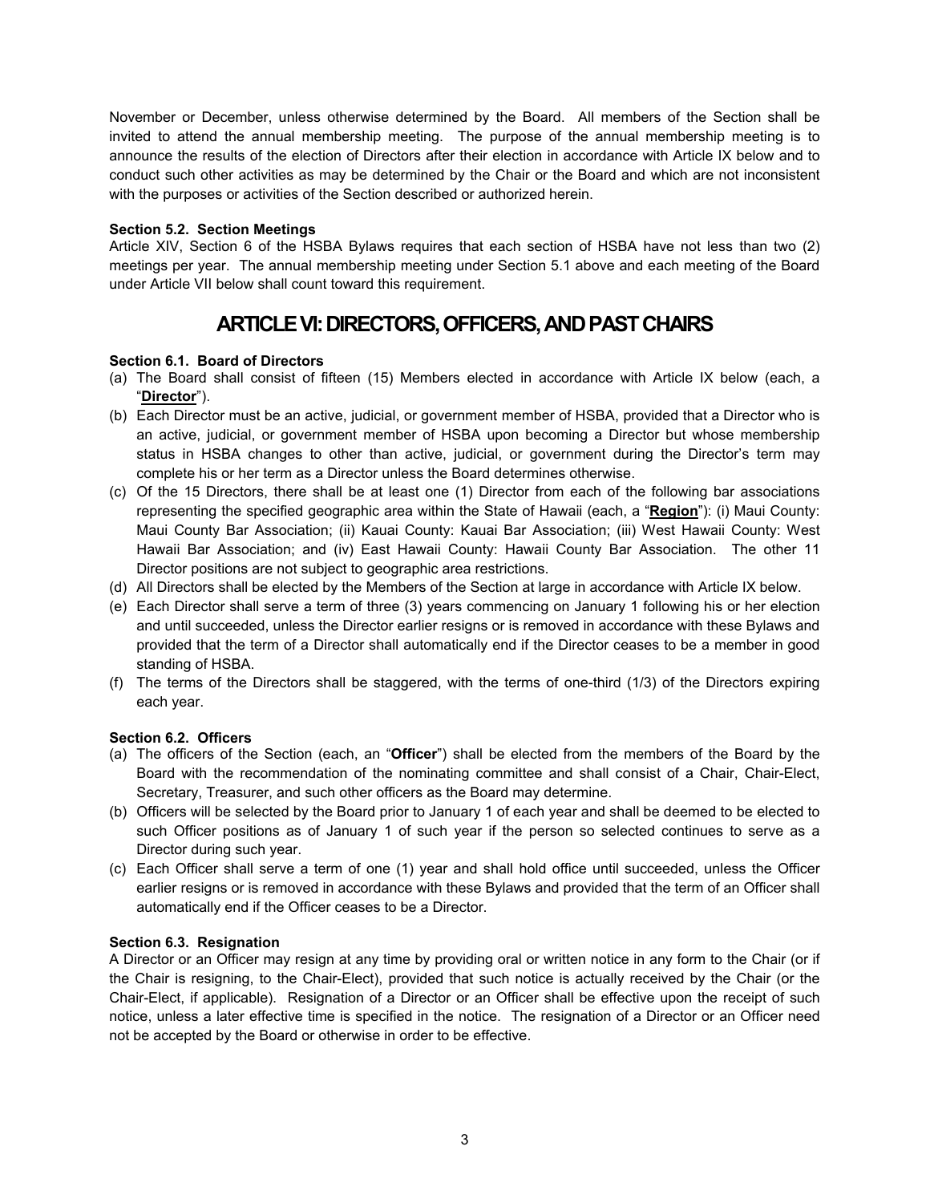November or December, unless otherwise determined by the Board. All members of the Section shall be invited to attend the annual membership meeting. The purpose of the annual membership meeting is to announce the results of the election of Directors after their election in accordance with Article IX below and to conduct such other activities as may be determined by the Chair or the Board and which are not inconsistent with the purposes or activities of the Section described or authorized herein.

**Section 5.2. Section Meetings**

Article XIV, Section 6 of the HSBA Bylaws requires that each section of HSBA have not less than two (2) meetings per year. The annual membership meeting under Section 5.1 above and each meeting of the Board under Article VII below shall count toward this requirement.

## ARTICLE VI: DIRECTORS, OFFICERS, AND PAST CHAIRS

**Section 6.1. Board of Directors**

(a) The Board shall consist of fifteen (15) Members elected in accordance with Article IX below (each, a "**Director**").

(b) Each Director must be an active, judicial, or government member of HSBA, provided that a Director who is an active, judicial, or government member of HSBA upon becoming a Director but whose membership status in HSBA changes to other than active, judicial, or government during the Director's term may complete his or her term as a Director unless the Board determines otherwise.

(c) Of the 15 Directors, there shall be at least one (1) Director from each of the following bar associations representing the specified geographic area within the State of Hawaii (each, a "**Region**"): (i) Maui County: Maui County Bar Association; (ii) Kauai County: Kauai Bar Association; (iii) West Hawaii County: West Hawaii Bar Association; and (iv) East Hawaii County: Hawaii County Bar Association. The other 11 Director positions are not subject to geographic area restrictions.

(d) All Directors shall be elected by the Members of the Section at large in accordance with Article IX below.

(e) Each Director shall serve a term of three (3) years commencing on January 1 following his or her election and until succeeded, unless the Director earlier resigns or is removed in accordance with these Bylaws and provided that the term of a Director shall automatically end if the Director ceases to be a member in good standing of HSBA.

(f) The terms of the Directors shall be staggered, with the terms of one-third (1/3) of the Directors expiring each year.

**Section 6.2. Officers**

(a) The officers of the Section (each, an "**Officer**") shall be elected from the members of the Board by the Board with the recommendation of the nominating committee and shall consist of a Chair, Chair-Elect, Secretary, Treasurer, and such other officers as the Board may determine.

(b) Officers will be selected by the Board prior to January 1 of each year and shall be deemed to be elected to such Officer positions as of January 1 of such year if the person so selected continues to serve as a Director during such year.

(c) Each Officer shall serve a term of one (1) year and shall hold office until succeeded, unless the Officer earlier resigns or is removed in accordance with these Bylaws and provided that the term of an Officer shall automatically end if the Officer ceases to be a Director.

**Section 6.3. Resignation**

A Director or an Officer may resign at any time by providing oral or written notice in any form to the Chair (or if the Chair is resigning, to the Chair-Elect), provided that such notice is actually received by the Chair (or the Chair-Elect, if applicable). Resignation of a Director or an Officer shall be effective upon the receipt of such notice, unless a later effective time is specified in the notice. The resignation of a Director or an Officer need not be accepted by the Board or otherwise in order to be effective.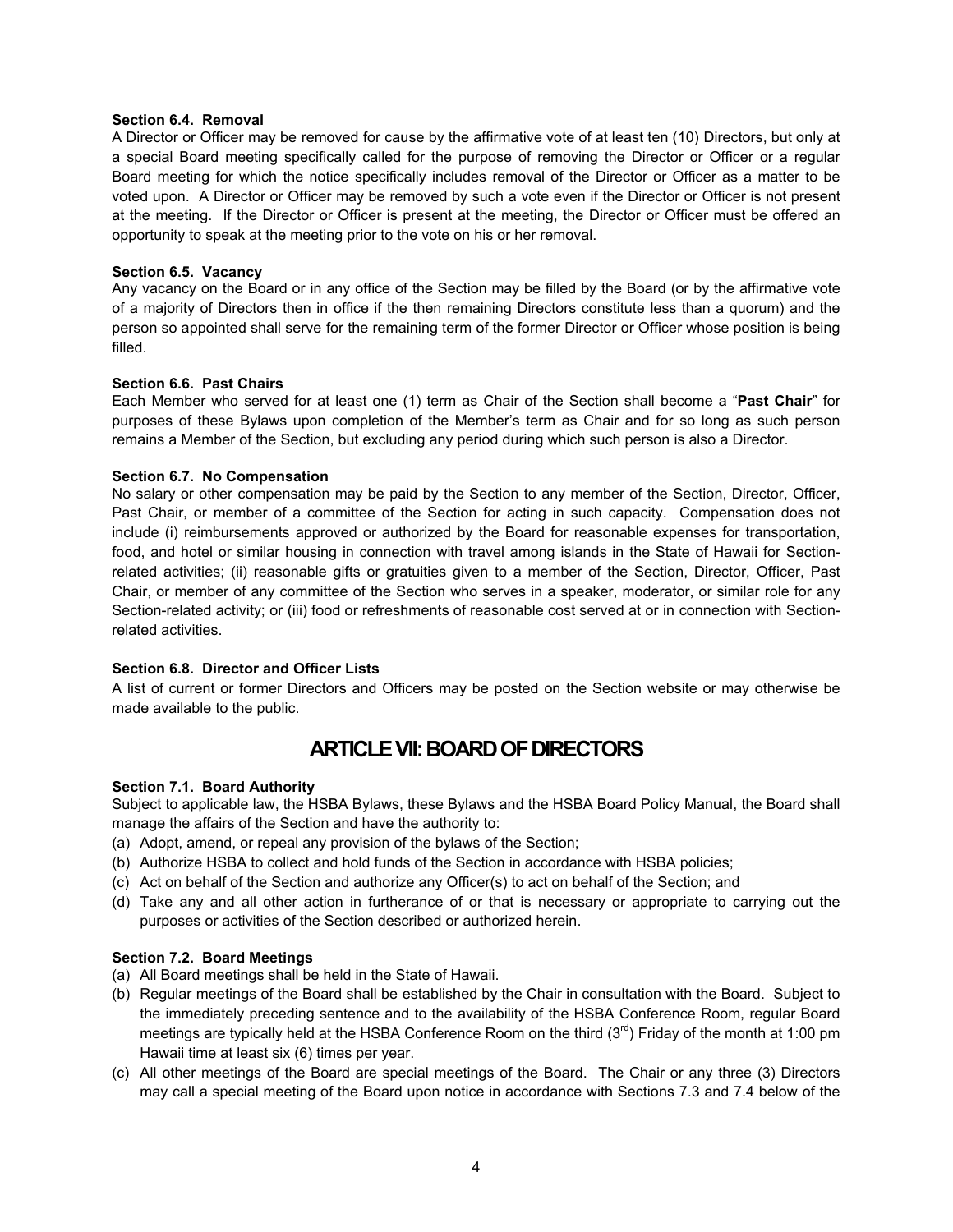**Section 6.4. Removal**

A Director or Officer may be removed for cause by the affirmative vote of at least ten (10) Directors, but only at a special Board meeting specifically called for the purpose of removing the Director or Officer or a regular Board meeting for which the notice specifically includes removal of the Director or Officer as a matter to be voted upon. A Director or Officer may be removed by such a vote even if the Director or Officer is not present at the meeting. If the Director or Officer is present at the meeting, the Director or Officer must be offered an opportunity to speak at the meeting prior to the vote on his or her removal.

**Section 6.5. Vacancy**

Any vacancy on the Board or in any office of the Section may be filled by the Board (or by the affirmative vote of a majority of Directors then in office if the then remaining Directors constitute less than a quorum) and the person so appointed shall serve for the remaining term of the former Director or Officer whose position is being filled.

**Section 6.6. Past Chairs**

Each Member who served for at least one (1) term as Chair of the Section shall become a "**Past Chair**" for purposes of these Bylaws upon completion of the Member's term as Chair and for so long as such person remains a Member of the Section, but excluding any period during which such person is also a Director.

**Section 6.7. No Compensation**

No salary or other compensation may be paid by the Section to any member of the Section, Director, Officer, Past Chair, or member of a committee of the Section for acting in such capacity. Compensation does not include (i) reimbursements approved or authorized by the Board for reasonable expenses for transportation, food, and hotel or similar housing in connection with travel among islands in the State of Hawaii for Section-related activities; (ii) reasonable gifts or gratuities given to a member of the Section, Director, Officer, Past Chair, or member of any committee of the Section who serves in a speaker, moderator, or similar role for any Section-related activity; or (iii) food or refreshments of reasonable cost served at or in connection with Section-related activities.

**Section 6.8. Director and Officer Lists**

A list of current or former Directors and Officers may be posted on the Section website or may otherwise be made available to the public.

## ARTICLE VII: BOARD OF DIRECTORS

**Section 7.1. Board Authority**

Subject to applicable law, the HSBA Bylaws, these Bylaws and the HSBA Board Policy Manual, the Board shall manage the affairs of the Section and have the authority to:

(a) Adopt, amend, or repeal any provision of the bylaws of the Section;

(b) Authorize HSBA to collect and hold funds of the Section in accordance with HSBA policies;

(c) Act on behalf of the Section and authorize any Officer(s) to act on behalf of the Section; and

(d) Take any and all other action in furtherance of or that is necessary or appropriate to carrying out the purposes or activities of the Section described or authorized herein.

**Section 7.2. Board Meetings**

(a) All Board meetings shall be held in the State of Hawaii.

(b) Regular meetings of the Board shall be established by the Chair in consultation with the Board. Subject to the immediately preceding sentence and to the availability of the HSBA Conference Room, regular Board meetings are typically held at the HSBA Conference Room on the third (3rd) Friday of the month at 1:00 pm Hawaii time at least six (6) times per year.

(c) All other meetings of the Board are special meetings of the Board. The Chair or any three (3) Directors may call a special meeting of the Board upon notice in accordance with Sections 7.3 and 7.4 below of the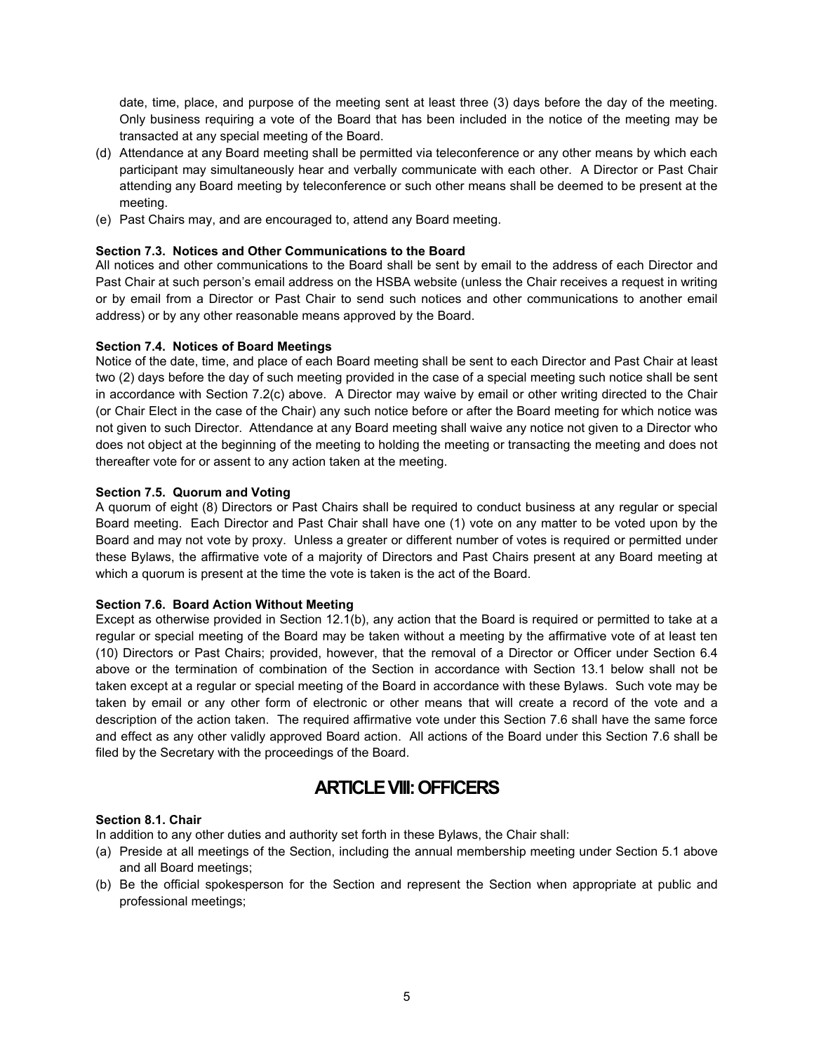date, time, place, and purpose of the meeting sent at least three (3) days before the day of the meeting. Only business requiring a vote of the Board that has been included in the notice of the meeting may be transacted at any special meeting of the Board.

(d) Attendance at any Board meeting shall be permitted via teleconference or any other means by which each participant may simultaneously hear and verbally communicate with each other. A Director or Past Chair attending any Board meeting by teleconference or such other means shall be deemed to be present at the meeting.

(e) Past Chairs may, and are encouraged to, attend any Board meeting.

**Section 7.3. Notices and Other Communications to the Board**

All notices and other communications to the Board shall be sent by email to the address of each Director and Past Chair at such person's email address on the HSBA website (unless the Chair receives a request in writing or by email from a Director or Past Chair to send such notices and other communications to another email address) or by any other reasonable means approved by the Board.

**Section 7.4. Notices of Board Meetings**

Notice of the date, time, and place of each Board meeting shall be sent to each Director and Past Chair at least two (2) days before the day of such meeting provided in the case of a special meeting such notice shall be sent in accordance with Section 7.2(c) above. A Director may waive by email or other writing directed to the Chair (or Chair Elect in the case of the Chair) any such notice before or after the Board meeting for which notice was not given to such Director. Attendance at any Board meeting shall waive any notice not given to a Director who does not object at the beginning of the meeting to holding the meeting or transacting the meeting and does not thereafter vote for or assent to any action taken at the meeting.

**Section 7.5. Quorum and Voting**

A quorum of eight (8) Directors or Past Chairs shall be required to conduct business at any regular or special Board meeting. Each Director and Past Chair shall have one (1) vote on any matter to be voted upon by the Board and may not vote by proxy. Unless a greater or different number of votes is required or permitted under these Bylaws, the affirmative vote of a majority of Directors and Past Chairs present at any Board meeting at which a quorum is present at the time the vote is taken is the act of the Board.

**Section 7.6. Board Action Without Meeting**

Except as otherwise provided in Section 12.1(b), any action that the Board is required or permitted to take at a regular or special meeting of the Board may be taken without a meeting by the affirmative vote of at least ten (10) Directors or Past Chairs; provided, however, that the removal of a Director or Officer under Section 6.4 above or the termination of combination of the Section in accordance with Section 13.1 below shall not be taken except at a regular or special meeting of the Board in accordance with these Bylaws. Such vote may be taken by email or any other form of electronic or other means that will create a record of the vote and a description of the action taken. The required affirmative vote under this Section 7.6 shall have the same force and effect as any other validly approved Board action. All actions of the Board under this Section 7.6 shall be filed by the Secretary with the proceedings of the Board.

## ARTICLE VIII: OFFICERS

**Section 8.1. Chair**

In addition to any other duties and authority set forth in these Bylaws, the Chair shall:

(a) Preside at all meetings of the Section, including the annual membership meeting under Section 5.1 above and all Board meetings;

(b) Be the official spokesperson for the Section and represent the Section when appropriate at public and professional meetings;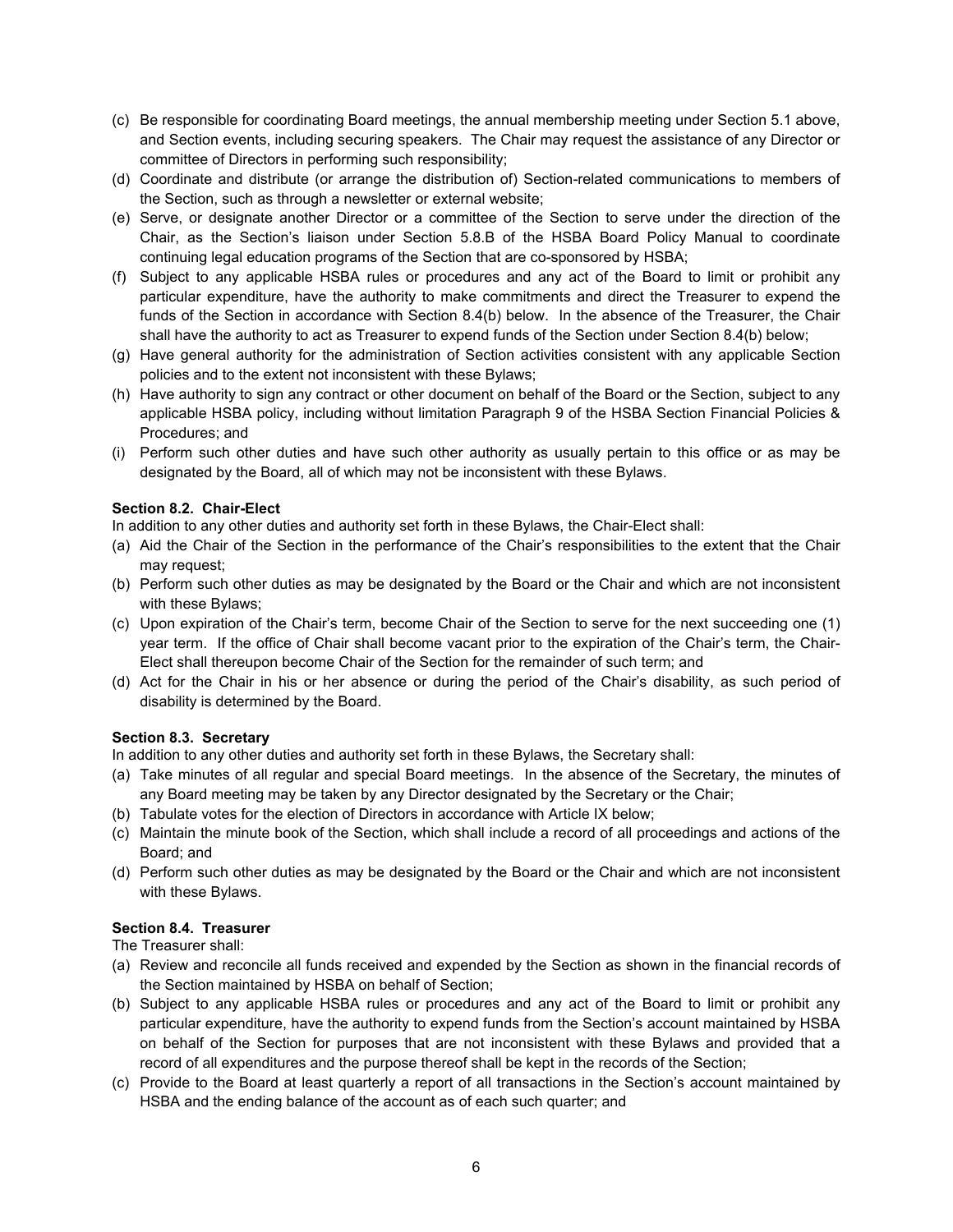(c) Be responsible for coordinating Board meetings, the annual membership meeting under Section 5.1 above, and Section events, including securing speakers. The Chair may request the assistance of any Director or committee of Directors in performing such responsibility;

(d) Coordinate and distribute (or arrange the distribution of) Section-related communications to members of the Section, such as through a newsletter or external website;

(e) Serve, or designate another Director or a committee of the Section to serve under the direction of the Chair, as the Section's liaison under Section 5.8.B of the HSBA Board Policy Manual to coordinate continuing legal education programs of the Section that are co-sponsored by HSBA;

(f) Subject to any applicable HSBA rules or procedures and any act of the Board to limit or prohibit any particular expenditure, have the authority to make commitments and direct the Treasurer to expend the funds of the Section in accordance with Section 8.4(b) below. In the absence of the Treasurer, the Chair shall have the authority to act as Treasurer to expend funds of the Section under Section 8.4(b) below;

(g) Have general authority for the administration of Section activities consistent with any applicable Section policies and to the extent not inconsistent with these Bylaws;

(h) Have authority to sign any contract or other document on behalf of the Board or the Section, subject to any applicable HSBA policy, including without limitation Paragraph 9 of the HSBA Section Financial Policies & Procedures; and

(i) Perform such other duties and have such other authority as usually pertain to this office or as may be designated by the Board, all of which may not be inconsistent with these Bylaws.

**Section 8.2. Chair-Elect**

In addition to any other duties and authority set forth in these Bylaws, the Chair-Elect shall:

(a) Aid the Chair of the Section in the performance of the Chair's responsibilities to the extent that the Chair may request;

(b) Perform such other duties as may be designated by the Board or the Chair and which are not inconsistent with these Bylaws;

(c) Upon expiration of the Chair's term, become Chair of the Section to serve for the next succeeding one (1) year term. If the office of Chair shall become vacant prior to the expiration of the Chair's term, the Chair-Elect shall thereupon become Chair of the Section for the remainder of such term; and

(d) Act for the Chair in his or her absence or during the period of the Chair's disability, as such period of disability is determined by the Board.

**Section 8.3. Secretary**

In addition to any other duties and authority set forth in these Bylaws, the Secretary shall:

(a) Take minutes of all regular and special Board meetings. In the absence of the Secretary, the minutes of any Board meeting may be taken by any Director designated by the Secretary or the Chair;

(b) Tabulate votes for the election of Directors in accordance with Article IX below;

(c) Maintain the minute book of the Section, which shall include a record of all proceedings and actions of the Board; and

(d) Perform such other duties as may be designated by the Board or the Chair and which are not inconsistent with these Bylaws.

**Section 8.4. Treasurer**

The Treasurer shall:

(a) Review and reconcile all funds received and expended by the Section as shown in the financial records of the Section maintained by HSBA on behalf of Section;

(b) Subject to any applicable HSBA rules or procedures and any act of the Board to limit or prohibit any particular expenditure, have the authority to expend funds from the Section's account maintained by HSBA on behalf of the Section for purposes that are not inconsistent with these Bylaws and provided that a record of all expenditures and the purpose thereof shall be kept in the records of the Section;

(c) Provide to the Board at least quarterly a report of all transactions in the Section's account maintained by HSBA and the ending balance of the account as of each such quarter; and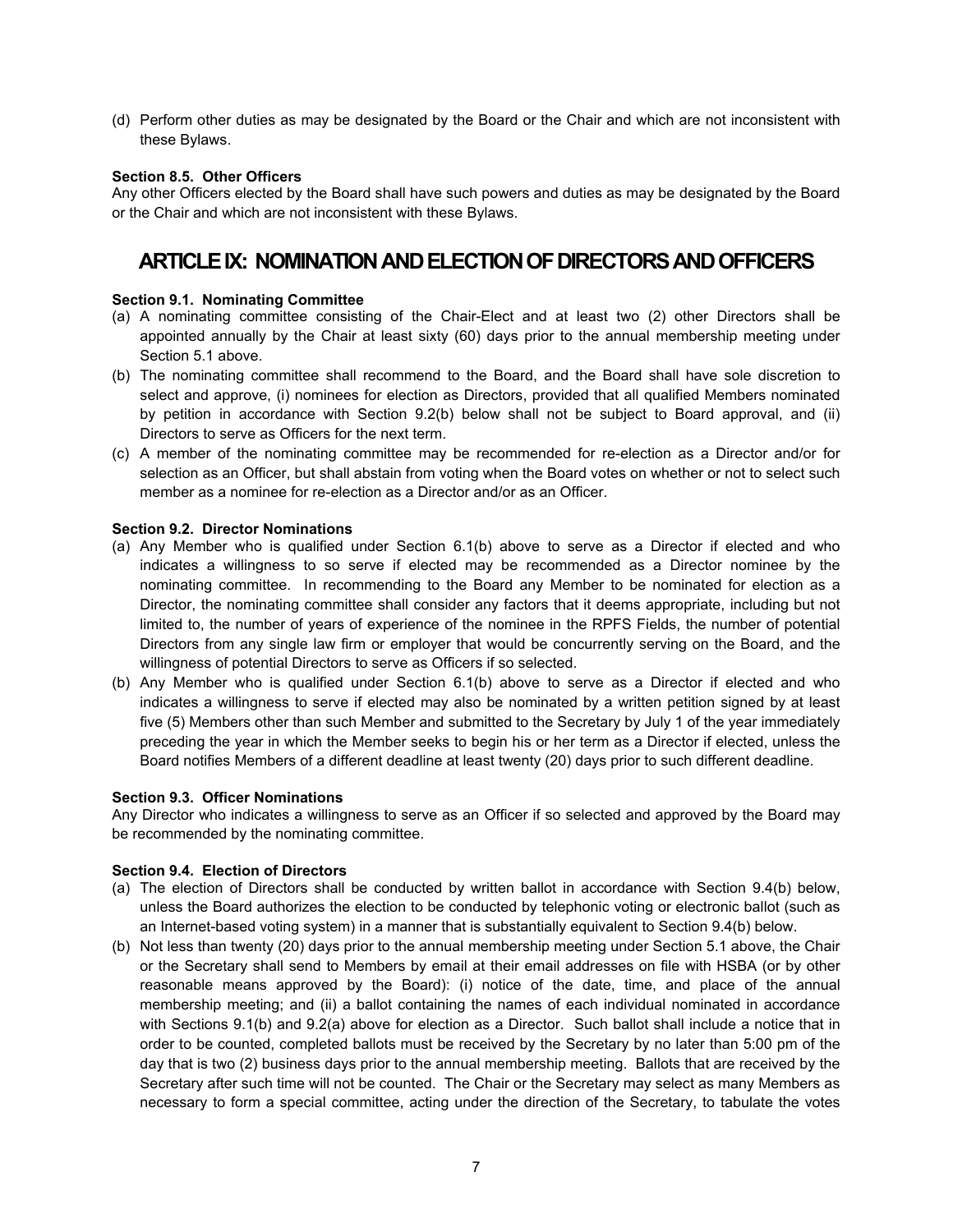(d) Perform other duties as may be designated by the Board or the Chair and which are not inconsistent with these Bylaws.

**Section 8.5. Other Officers**
Any other Officers elected by the Board shall have such powers and duties as may be designated by the Board or the Chair and which are not inconsistent with these Bylaws.

## ARTICLE IX: NOMINATION AND ELECTION OF DIRECTORS AND OFFICERS

**Section 9.1. Nominating Committee**

(a) A nominating committee consisting of the Chair-Elect and at least two (2) other Directors shall be appointed annually by the Chair at least sixty (60) days prior to the annual membership meeting under Section 5.1 above.

(b) The nominating committee shall recommend to the Board, and the Board shall have sole discretion to select and approve, (i) nominees for election as Directors, provided that all qualified Members nominated by petition in accordance with Section 9.2(b) below shall not be subject to Board approval, and (ii) Directors to serve as Officers for the next term.

(c) A member of the nominating committee may be recommended for re-election as a Director and/or for selection as an Officer, but shall abstain from voting when the Board votes on whether or not to select such member as a nominee for re-election as a Director and/or as an Officer.

**Section 9.2. Director Nominations**

(a) Any Member who is qualified under Section 6.1(b) above to serve as a Director if elected and who indicates a willingness to so serve if elected may be recommended as a Director nominee by the nominating committee. In recommending to the Board any Member to be nominated for election as a Director, the nominating committee shall consider any factors that it deems appropriate, including but not limited to, the number of years of experience of the nominee in the RPFS Fields, the number of potential Directors from any single law firm or employer that would be concurrently serving on the Board, and the willingness of potential Directors to serve as Officers if so selected.

(b) Any Member who is qualified under Section 6.1(b) above to serve as a Director if elected and who indicates a willingness to serve if elected may also be nominated by a written petition signed by at least five (5) Members other than such Member and submitted to the Secretary by July 1 of the year immediately preceding the year in which the Member seeks to begin his or her term as a Director if elected, unless the Board notifies Members of a different deadline at least twenty (20) days prior to such different deadline.

**Section 9.3. Officer Nominations**
Any Director who indicates a willingness to serve as an Officer if so selected and approved by the Board may be recommended by the nominating committee.

**Section 9.4. Election of Directors**

(a) The election of Directors shall be conducted by written ballot in accordance with Section 9.4(b) below, unless the Board authorizes the election to be conducted by telephonic voting or electronic ballot (such as an Internet-based voting system) in a manner that is substantially equivalent to Section 9.4(b) below.

(b) Not less than twenty (20) days prior to the annual membership meeting under Section 5.1 above, the Chair or the Secretary shall send to Members by email at their email addresses on file with HSBA (or by other reasonable means approved by the Board): (i) notice of the date, time, and place of the annual membership meeting; and (ii) a ballot containing the names of each individual nominated in accordance with Sections 9.1(b) and 9.2(a) above for election as a Director. Such ballot shall include a notice that in order to be counted, completed ballots must be received by the Secretary by no later than 5:00 pm of the day that is two (2) business days prior to the annual membership meeting. Ballots that are received by the Secretary after such time will not be counted. The Chair or the Secretary may select as many Members as necessary to form a special committee, acting under the direction of the Secretary, to tabulate the votes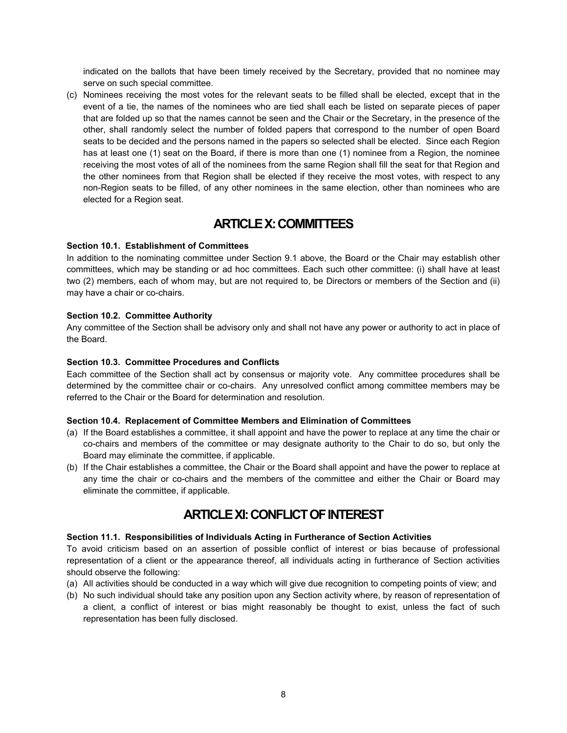indicated on the ballots that have been timely received by the Secretary, provided that no nominee may serve on such special committee.

(c) Nominees receiving the most votes for the relevant seats to be filled shall be elected, except that in the event of a tie, the names of the nominees who are tied shall each be listed on separate pieces of paper that are folded up so that the names cannot be seen and the Chair or the Secretary, in the presence of the other, shall randomly select the number of folded papers that correspond to the number of open Board seats to be decided and the persons named in the papers so selected shall be elected. Since each Region has at least one (1) seat on the Board, if there is more than one (1) nominee from a Region, the nominee receiving the most votes of all of the nominees from the same Region shall fill the seat for that Region and the other nominees from that Region shall be elected if they receive the most votes, with respect to any non-Region seats to be filled, of any other nominees in the same election, other than nominees who are elected for a Region seat.

## ARTICLE X: COMMITTEES

**Section 10.1. Establishment of Committees**

In addition to the nominating committee under Section 9.1 above, the Board or the Chair may establish other committees, which may be standing or ad hoc committees. Each such other committee: (i) shall have at least two (2) members, each of whom may, but are not required to, be Directors or members of the Section and (ii) may have a chair or co-chairs.

**Section 10.2. Committee Authority**

Any committee of the Section shall be advisory only and shall not have any power or authority to act in place of the Board.

**Section 10.3. Committee Procedures and Conflicts**

Each committee of the Section shall act by consensus or majority vote. Any committee procedures shall be determined by the committee chair or co-chairs. Any unresolved conflict among committee members may be referred to the Chair or the Board for determination and resolution.

**Section 10.4. Replacement of Committee Members and Elimination of Committees**

(a) If the Board establishes a committee, it shall appoint and have the power to replace at any time the chair or co-chairs and members of the committee or may designate authority to the Chair to do so, but only the Board may eliminate the committee, if applicable.

(b) If the Chair establishes a committee, the Chair or the Board shall appoint and have the power to replace at any time the chair or co-chairs and the members of the committee and either the Chair or Board may eliminate the committee, if applicable.

## ARTICLE XI: CONFLICT OF INTEREST

**Section 11.1. Responsibilities of Individuals Acting in Furtherance of Section Activities**

To avoid criticism based on an assertion of possible conflict of interest or bias because of professional representation of a client or the appearance thereof, all individuals acting in furtherance of Section activities should observe the following:

(a) All activities should be conducted in a way which will give due recognition to competing points of view; and

(b) No such individual should take any position upon any Section activity where, by reason of representation of a client, a conflict of interest or bias might reasonably be thought to exist, unless the fact of such representation has been fully disclosed.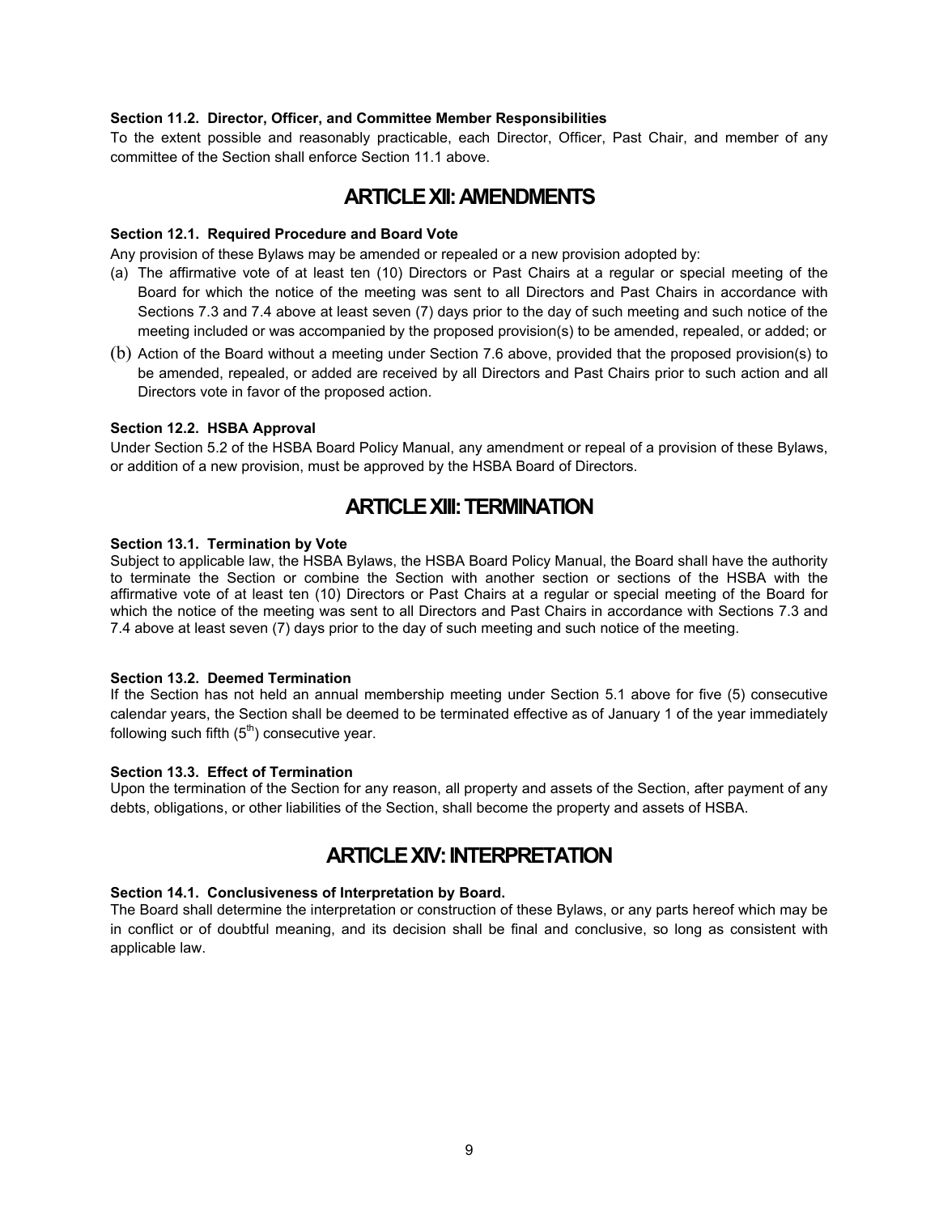**Section 11.2. Director, Officer, and Committee Member Responsibilities**

To the extent possible and reasonably practicable, each Director, Officer, Past Chair, and member of any committee of the Section shall enforce Section 11.1 above.

## ARTICLE XII: AMENDMENTS

**Section 12.1. Required Procedure and Board Vote**

Any provision of these Bylaws may be amended or repealed or a new provision adopted by:

(a) The affirmative vote of at least ten (10) Directors or Past Chairs at a regular or special meeting of the Board for which the notice of the meeting was sent to all Directors and Past Chairs in accordance with Sections 7.3 and 7.4 above at least seven (7) days prior to the day of such meeting and such notice of the meeting included or was accompanied by the proposed provision(s) to be amended, repealed, or added; or

(b) Action of the Board without a meeting under Section 7.6 above, provided that the proposed provision(s) to be amended, repealed, or added are received by all Directors and Past Chairs prior to such action and all Directors vote in favor of the proposed action.

**Section 12.2. HSBA Approval**

Under Section 5.2 of the HSBA Board Policy Manual, any amendment or repeal of a provision of these Bylaws, or addition of a new provision, must be approved by the HSBA Board of Directors.

## ARTICLE XIII: TERMINATION

**Section 13.1. Termination by Vote**

Subject to applicable law, the HSBA Bylaws, the HSBA Board Policy Manual, the Board shall have the authority to terminate the Section or combine the Section with another section or sections of the HSBA with the affirmative vote of at least ten (10) Directors or Past Chairs at a regular or special meeting of the Board for which the notice of the meeting was sent to all Directors and Past Chairs in accordance with Sections 7.3 and 7.4 above at least seven (7) days prior to the day of such meeting and such notice of the meeting.

**Section 13.2. Deemed Termination**

If the Section has not held an annual membership meeting under Section 5.1 above for five (5) consecutive calendar years, the Section shall be deemed to be terminated effective as of January 1 of the year immediately following such fifth (5th) consecutive year.

**Section 13.3. Effect of Termination**

Upon the termination of the Section for any reason, all property and assets of the Section, after payment of any debts, obligations, or other liabilities of the Section, shall become the property and assets of HSBA.

## ARTICLE XIV: INTERPRETATION

**Section 14.1. Conclusiveness of Interpretation by Board.**

The Board shall determine the interpretation or construction of these Bylaws, or any parts hereof which may be in conflict or of doubtful meaning, and its decision shall be final and conclusive, so long as consistent with applicable law.